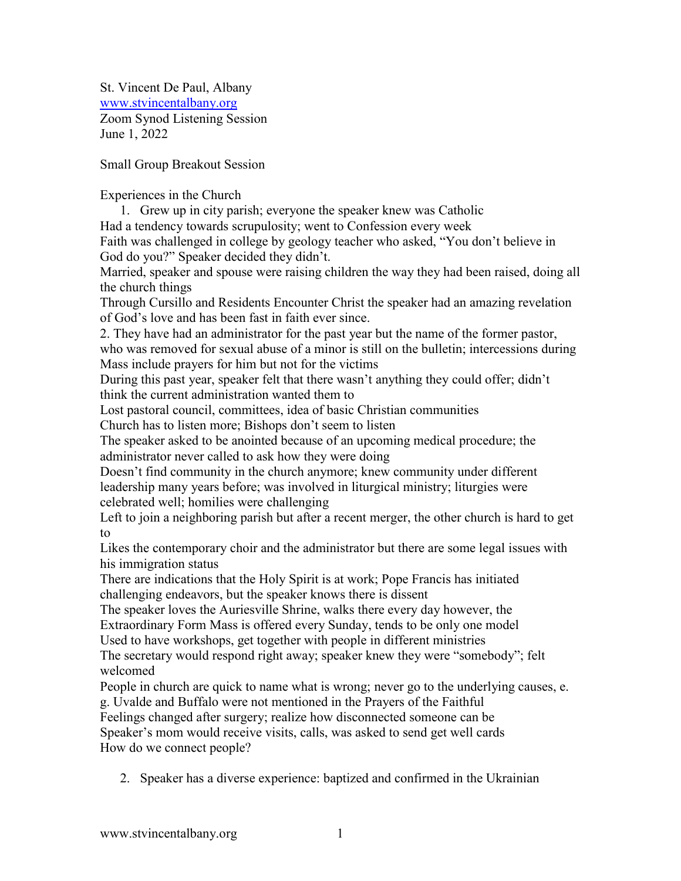St. Vincent De Paul, Albany
www.stvincentalbany.org
Zoom Synod Listening Session
June 1, 2022

Small Group Breakout Session

Experiences in the Church

1. Grew up in city parish; everyone the speaker knew was Catholic

Had a tendency towards scrupulosity; went to Confession every week

Faith was challenged in college by geology teacher who asked, "You don't believe in God do you?" Speaker decided they didn't.

Married, speaker and spouse were raising children the way they had been raised, doing all the church things

Through Cursillo and Residents Encounter Christ the speaker had an amazing revelation of God's love and has been fast in faith ever since.

2. They have had an administrator for the past year but the name of the former pastor, who was removed for sexual abuse of a minor is still on the bulletin; intercessions during Mass include prayers for him but not for the victims

During this past year, speaker felt that there wasn't anything they could offer; didn't think the current administration wanted them to

Lost pastoral council, committees, idea of basic Christian communities

Church has to listen more; Bishops don't seem to listen

The speaker asked to be anointed because of an upcoming medical procedure; the administrator never called to ask how they were doing

Doesn't find community in the church anymore; knew community under different leadership many years before; was involved in liturgical ministry; liturgies were celebrated well; homilies were challenging

Left to join a neighboring parish but after a recent merger, the other church is hard to get to

Likes the contemporary choir and the administrator but there are some legal issues with his immigration status

There are indications that the Holy Spirit is at work; Pope Francis has initiated challenging endeavors, but the speaker knows there is dissent

The speaker loves the Auriesville Shrine, walks there every day however, the Extraordinary Form Mass is offered every Sunday, tends to be only one model

Used to have workshops, get together with people in different ministries

The secretary would respond right away; speaker knew they were "somebody"; felt welcomed

People in church are quick to name what is wrong; never go to the underlying causes, e. g. Uvalde and Buffalo were not mentioned in the Prayers of the Faithful

Feelings changed after surgery; realize how disconnected someone can be

Speaker's mom would receive visits, calls, was asked to send get well cards

How do we connect people?

2. Speaker has a diverse experience: baptized and confirmed in the Ukrainian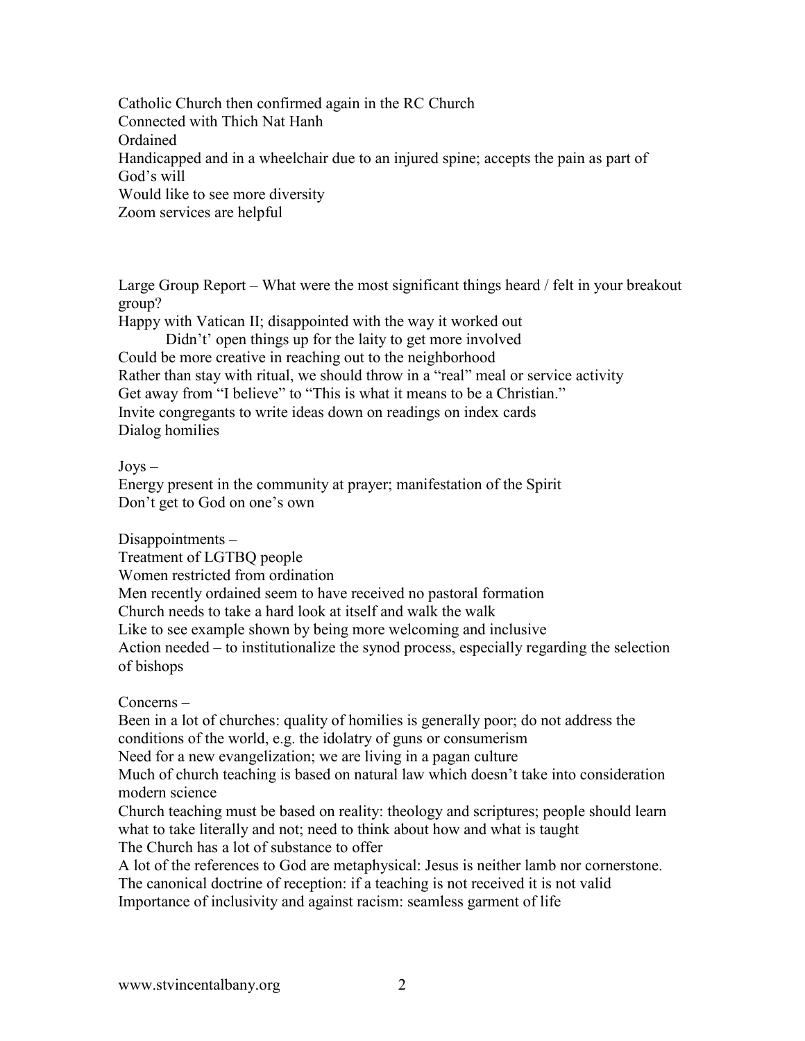Catholic Church then confirmed again in the RC Church
Connected with Thich Nat Hanh
Ordained
Handicapped and in a wheelchair due to an injured spine; accepts the pain as part of God's will
Would like to see more diversity
Zoom services are helpful

Large Group Report – What were the most significant things heard / felt in your breakout group?
Happy with Vatican II; disappointed with the way it worked out
    Didn't' open things up for the laity to get more involved
Could be more creative in reaching out to the neighborhood
Rather than stay with ritual, we should throw in a "real" meal or service activity
Get away from "I believe" to "This is what it means to be a Christian."
Invite congregants to write ideas down on readings on index cards
Dialog homilies

Joys –
Energy present in the community at prayer; manifestation of the Spirit
Don't get to God on one's own

Disappointments –
Treatment of LGTBQ people
Women restricted from ordination
Men recently ordained seem to have received no pastoral formation
Church needs to take a hard look at itself and walk the walk
Like to see example shown by being more welcoming and inclusive
Action needed – to institutionalize the synod process, especially regarding the selection of bishops

Concerns –
Been in a lot of churches: quality of homilies is generally poor; do not address the conditions of the world, e.g. the idolatry of guns or consumerism
Need for a new evangelization; we are living in a pagan culture
Much of church teaching is based on natural law which doesn't take into consideration modern science
Church teaching must be based on reality: theology and scriptures; people should learn what to take literally and not; need to think about how and what is taught
The Church has a lot of substance to offer
A lot of the references to God are metaphysical: Jesus is neither lamb nor cornerstone.
The canonical doctrine of reception: if a teaching is not received it is not valid
Importance of inclusivity and against racism: seamless garment of life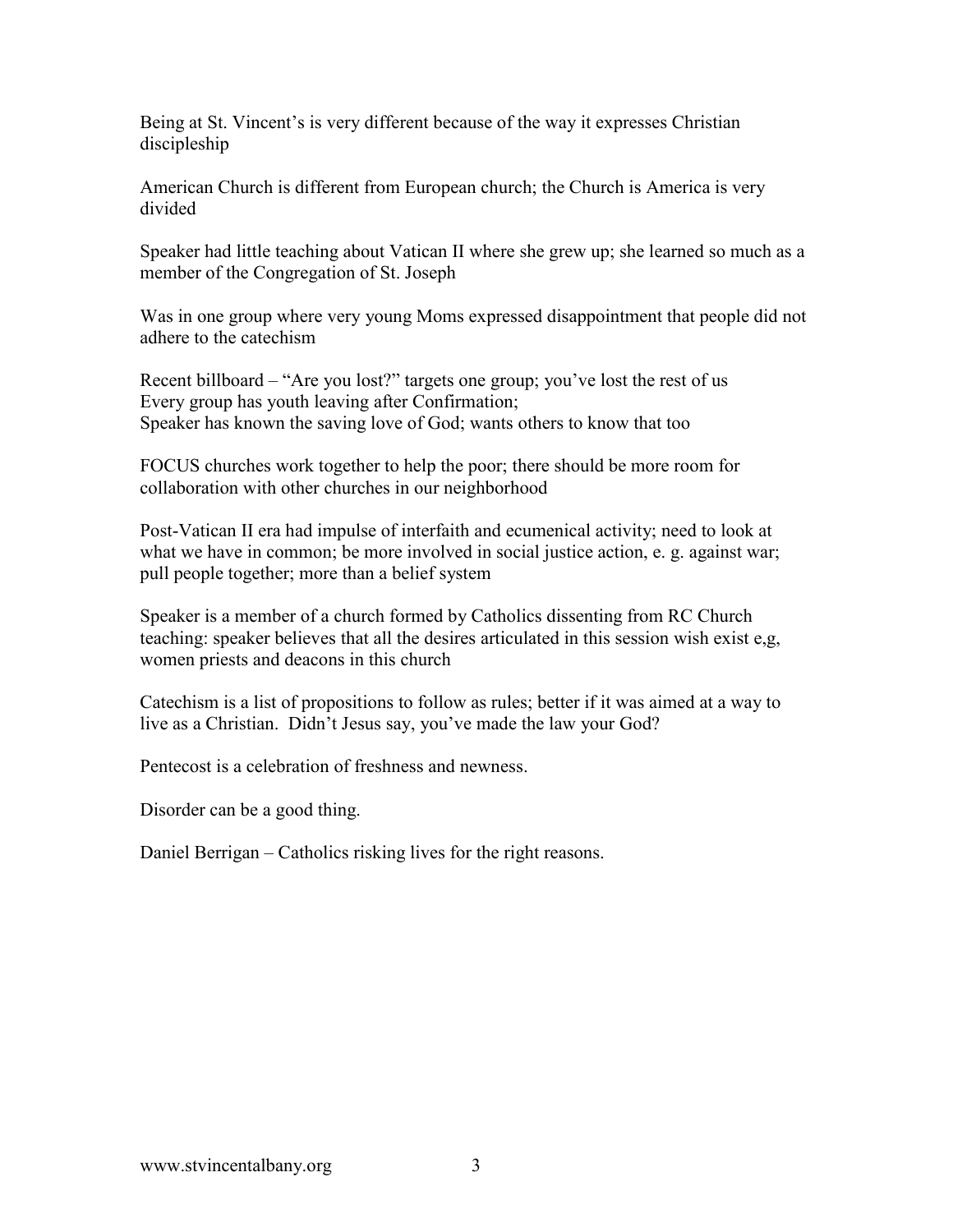Being at St. Vincent's is very different because of the way it expresses Christian discipleship

American Church is different from European church; the Church is America is very divided

Speaker had little teaching about Vatican II where she grew up; she learned so much as a member of the Congregation of St. Joseph

Was in one group where very young Moms expressed disappointment that people did not adhere to the catechism

Recent billboard – "Are you lost?" targets one group; you've lost the rest of us
Every group has youth leaving after Confirmation;
Speaker has known the saving love of God; wants others to know that too

FOCUS churches work together to help the poor; there should be more room for collaboration with other churches in our neighborhood

Post-Vatican II era had impulse of interfaith and ecumenical activity; need to look at what we have in common; be more involved in social justice action, e. g. against war; pull people together; more than a belief system

Speaker is a member of a church formed by Catholics dissenting from RC Church teaching: speaker believes that all the desires articulated in this session wish exist e,g, women priests and deacons in this church

Catechism is a list of propositions to follow as rules; better if it was aimed at a way to live as a Christian. Didn't Jesus say, you've made the law your God?

Pentecost is a celebration of freshness and newness.

Disorder can be a good thing.

Daniel Berrigan – Catholics risking lives for the right reasons.

www.stvincentalbany.org